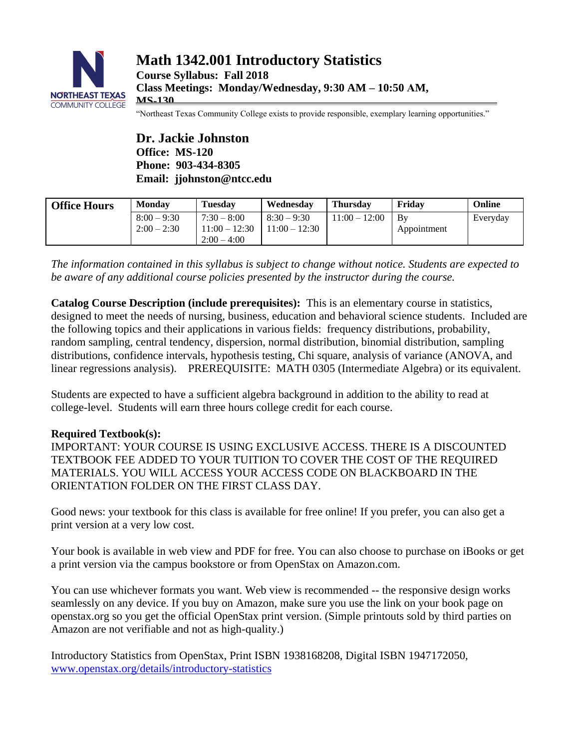# Math 1342.001 Introductory Statistics

**Course Syllabus: Fall 2018**
**Class Meetings: Monday/Wednesday, 9:30 AM – 10:50 AM, MS-130**

"Northeast Texas Community College exists to provide responsible, exemplary learning opportunities."

## Dr. Jackie Johnston

**Office: MS-120**
**Phone: 903-434-8305**
**Email: jjohnston@ntcc.edu**

| Office Hours | Monday | Tuesday | Wednesday | Thursday | Friday | Online |
|---|---|---|---|---|---|---|
| | 8:00 – 9:30<br>2:00 – 2:30 | 7:30 – 8:00<br>11:00 – 12:30<br>2:00 – 4:00 | 8:30 – 9:30<br>11:00 – 12:30 | 11:00 – 12:00 | By Appointment | Everyday |

*The information contained in this syllabus is subject to change without notice. Students are expected to be aware of any additional course policies presented by the instructor during the course.*

**Catalog Course Description (include prerequisites):** This is an elementary course in statistics, designed to meet the needs of nursing, business, education and behavioral science students. Included are the following topics and their applications in various fields: frequency distributions, probability, random sampling, central tendency, dispersion, normal distribution, binomial distribution, sampling distributions, confidence intervals, hypothesis testing, Chi square, analysis of variance (ANOVA, and linear regressions analysis). PREREQUISITE: MATH 0305 (Intermediate Algebra) or its equivalent.

Students are expected to have a sufficient algebra background in addition to the ability to read at college-level. Students will earn three hours college credit for each course.

**Required Textbook(s):**
IMPORTANT: YOUR COURSE IS USING EXCLUSIVE ACCESS. THERE IS A DISCOUNTED TEXTBOOK FEE ADDED TO YOUR TUITION TO COVER THE COST OF THE REQUIRED MATERIALS. YOU WILL ACCESS YOUR ACCESS CODE ON BLACKBOARD IN THE ORIENTATION FOLDER ON THE FIRST CLASS DAY.

Good news: your textbook for this class is available for free online! If you prefer, you can also get a print version at a very low cost.

Your book is available in web view and PDF for free. You can also choose to purchase on iBooks or get a print version via the campus bookstore or from OpenStax on Amazon.com.

You can use whichever formats you want. Web view is recommended -- the responsive design works seamlessly on any device. If you buy on Amazon, make sure you use the link on your book page on openstax.org so you get the official OpenStax print version. (Simple printouts sold by third parties on Amazon are not verifiable and not as high-quality.)

Introductory Statistics from OpenStax, Print ISBN 1938168208, Digital ISBN 1947172050, [www.openstax.org/details/introductory-statistics](www.openstax.org/details/introductory-statistics)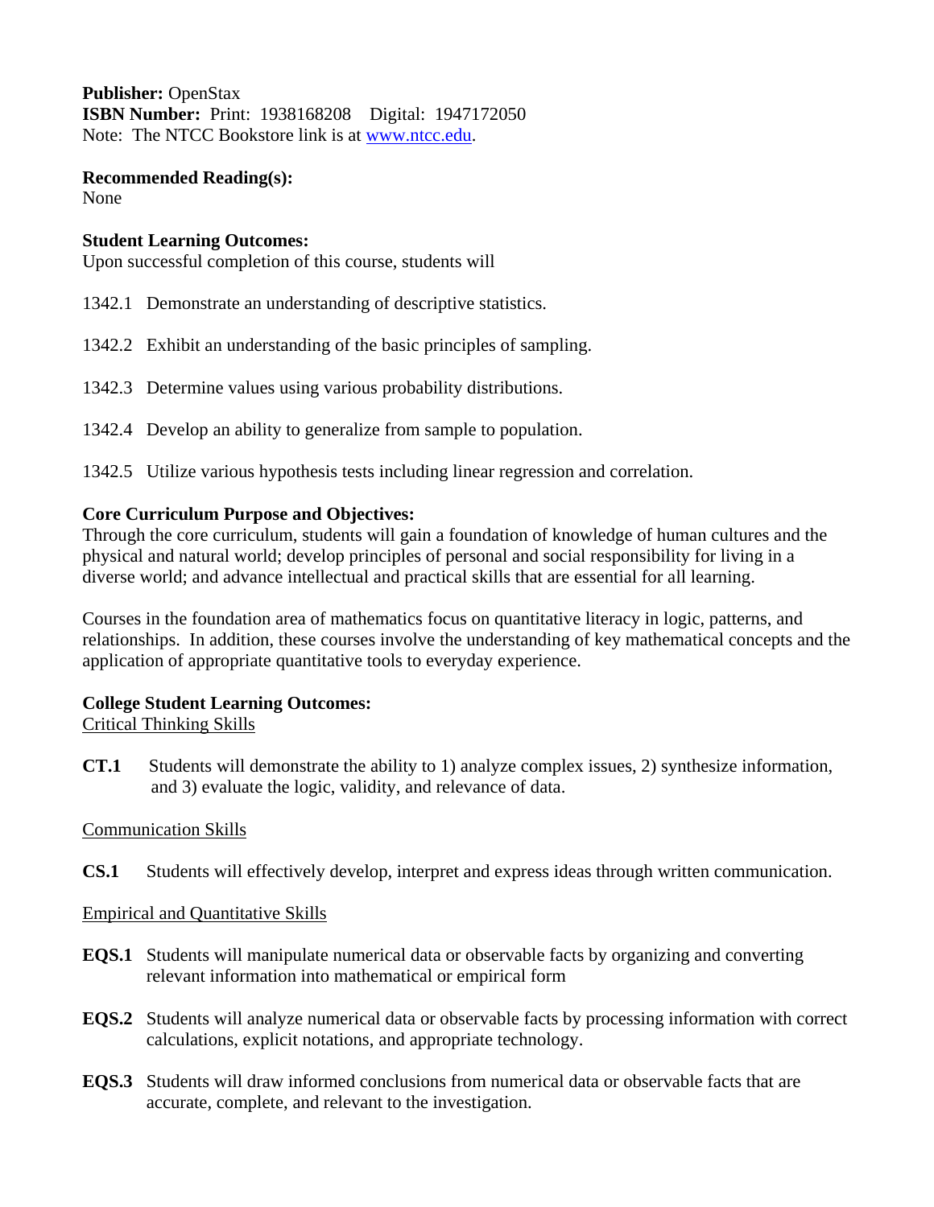**Publisher:** OpenStax
**ISBN Number:** Print: 1938168208 Digital: 1947172050
Note: The NTCC Bookstore link is at [www.ntcc.edu](www.ntcc.edu).

**Recommended Reading(s):**
None

**Student Learning Outcomes:**
Upon successful completion of this course, students will

1342.1 Demonstrate an understanding of descriptive statistics.

1342.2 Exhibit an understanding of the basic principles of sampling.

1342.3 Determine values using various probability distributions.

1342.4 Develop an ability to generalize from sample to population.

1342.5 Utilize various hypothesis tests including linear regression and correlation.

**Core Curriculum Purpose and Objectives:**
Through the core curriculum, students will gain a foundation of knowledge of human cultures and the physical and natural world; develop principles of personal and social responsibility for living in a diverse world; and advance intellectual and practical skills that are essential for all learning.

Courses in the foundation area of mathematics focus on quantitative literacy in logic, patterns, and relationships. In addition, these courses involve the understanding of key mathematical concepts and the application of appropriate quantitative tools to everyday experience.

**College Student Learning Outcomes:**

Critical Thinking Skills

**CT.1** Students will demonstrate the ability to 1) analyze complex issues, 2) synthesize information, and 3) evaluate the logic, validity, and relevance of data.

Communication Skills

**CS.1** Students will effectively develop, interpret and express ideas through written communication.

Empirical and Quantitative Skills

**EQS.1** Students will manipulate numerical data or observable facts by organizing and converting relevant information into mathematical or empirical form

**EQS.2** Students will analyze numerical data or observable facts by processing information with correct calculations, explicit notations, and appropriate technology.

**EQS.3** Students will draw informed conclusions from numerical data or observable facts that are accurate, complete, and relevant to the investigation.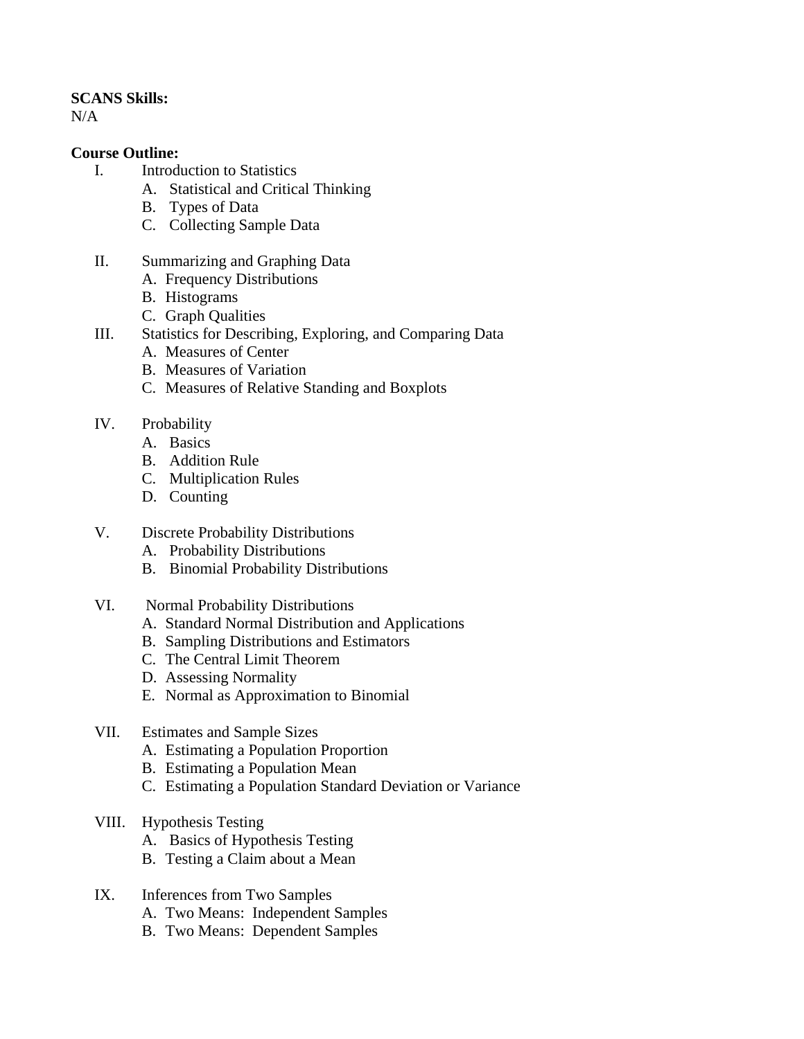**SCANS Skills:**
N/A

**Course Outline:**

I. Introduction to Statistics
   A. Statistical and Critical Thinking
   B. Types of Data
   C. Collecting Sample Data

II. Summarizing and Graphing Data
   A. Frequency Distributions
   B. Histograms
   C. Graph Qualities

III. Statistics for Describing, Exploring, and Comparing Data
   A. Measures of Center
   B. Measures of Variation
   C. Measures of Relative Standing and Boxplots

IV. Probability
   A. Basics
   B. Addition Rule
   C. Multiplication Rules
   D. Counting

V. Discrete Probability Distributions
   A. Probability Distributions
   B. Binomial Probability Distributions

VI. Normal Probability Distributions
   A. Standard Normal Distribution and Applications
   B. Sampling Distributions and Estimators
   C. The Central Limit Theorem
   D. Assessing Normality
   E. Normal as Approximation to Binomial

VII. Estimates and Sample Sizes
   A. Estimating a Population Proportion
   B. Estimating a Population Mean
   C. Estimating a Population Standard Deviation or Variance

VIII. Hypothesis Testing
   A. Basics of Hypothesis Testing
   B. Testing a Claim about a Mean

IX. Inferences from Two Samples
   A. Two Means: Independent Samples
   B. Two Means: Dependent Samples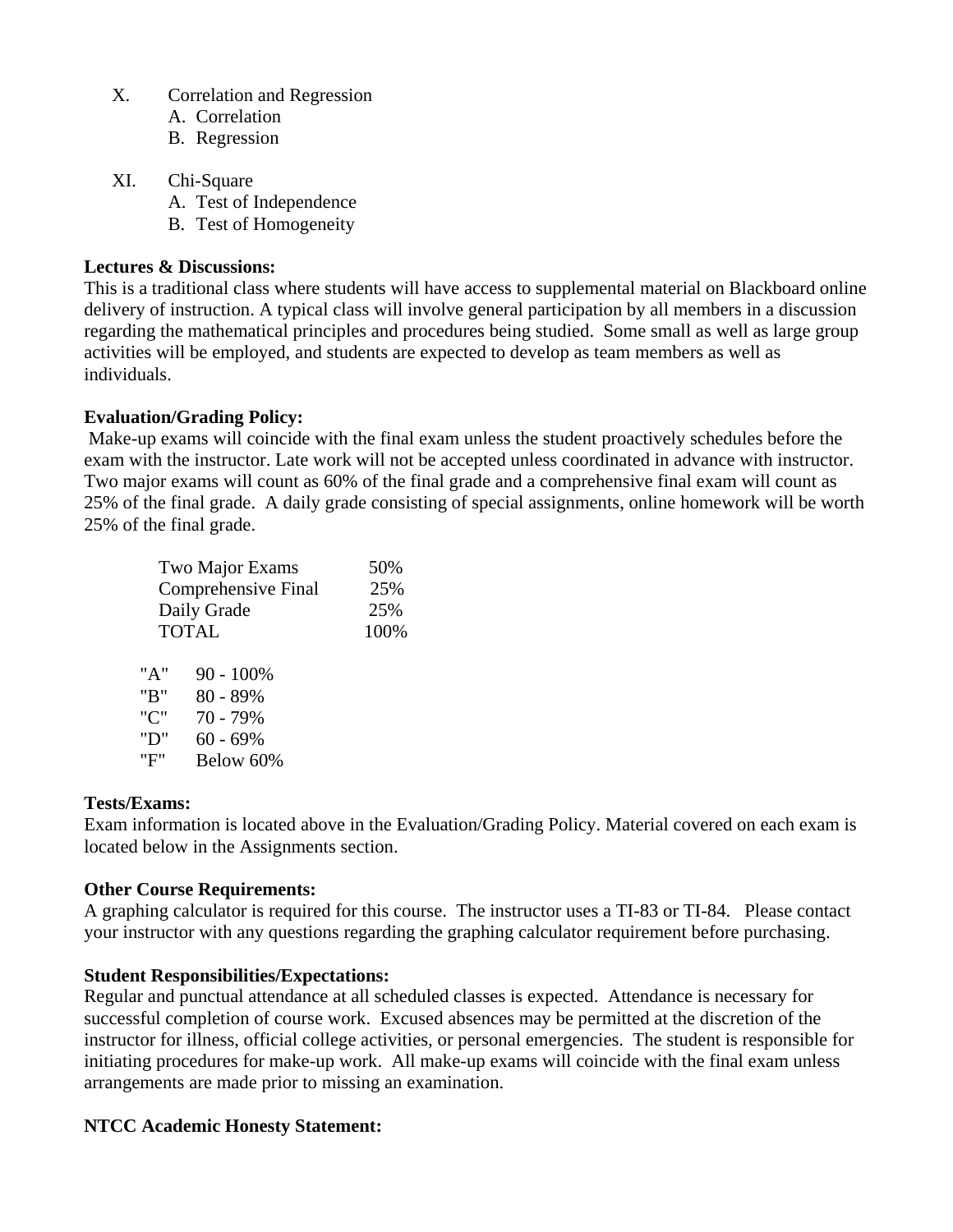X. Correlation and Regression
   A. Correlation
   B. Regression

XI. Chi-Square
   A. Test of Independence
   B. Test of Homogeneity

**Lectures & Discussions:**

This is a traditional class where students will have access to supplemental material on Blackboard online delivery of instruction. A typical class will involve general participation by all members in a discussion regarding the mathematical principles and procedures being studied. Some small as well as large group activities will be employed, and students are expected to develop as team members as well as individuals.

**Evaluation/Grading Policy:**

Make-up exams will coincide with the final exam unless the student proactively schedules before the exam with the instructor. Late work will not be accepted unless coordinated in advance with instructor. Two major exams will count as 60% of the final grade and a comprehensive final exam will count as 25% of the final grade. A daily grade consisting of special assignments, online homework will be worth 25% of the final grade.

| | |
|---|---|
| Two Major Exams | 50% |
| Comprehensive Final | 25% |
| Daily Grade | 25% |
| TOTAL | 100% |

| | |
|---|---|
| "A" | 90 - 100% |
| "B" | 80 - 89% |
| "C" | 70 - 79% |
| "D" | 60 - 69% |
| "F" | Below 60% |

**Tests/Exams:**

Exam information is located above in the Evaluation/Grading Policy. Material covered on each exam is located below in the Assignments section.

**Other Course Requirements:**

A graphing calculator is required for this course. The instructor uses a TI-83 or TI-84. Please contact your instructor with any questions regarding the graphing calculator requirement before purchasing.

**Student Responsibilities/Expectations:**

Regular and punctual attendance at all scheduled classes is expected. Attendance is necessary for successful completion of course work. Excused absences may be permitted at the discretion of the instructor for illness, official college activities, or personal emergencies. The student is responsible for initiating procedures for make-up work. All make-up exams will coincide with the final exam unless arrangements are made prior to missing an examination.

**NTCC Academic Honesty Statement:**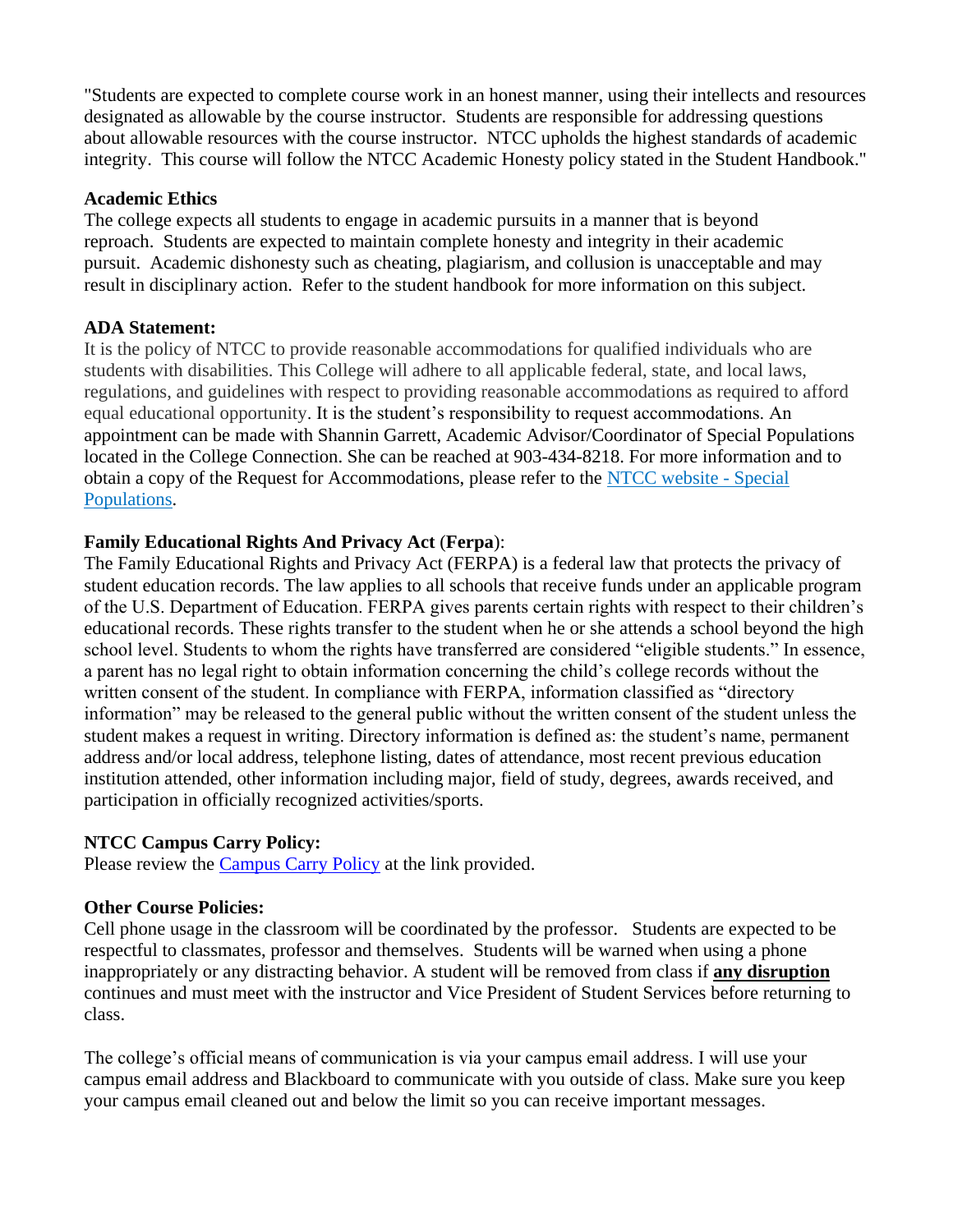"Students are expected to complete course work in an honest manner, using their intellects and resources designated as allowable by the course instructor. Students are responsible for addressing questions about allowable resources with the course instructor. NTCC upholds the highest standards of academic integrity. This course will follow the NTCC Academic Honesty policy stated in the Student Handbook."

**Academic Ethics**

The college expects all students to engage in academic pursuits in a manner that is beyond reproach. Students are expected to maintain complete honesty and integrity in their academic pursuit. Academic dishonesty such as cheating, plagiarism, and collusion is unacceptable and may result in disciplinary action. Refer to the student handbook for more information on this subject.

**ADA Statement:**

It is the policy of NTCC to provide reasonable accommodations for qualified individuals who are students with disabilities. This College will adhere to all applicable federal, state, and local laws, regulations, and guidelines with respect to providing reasonable accommodations as required to afford equal educational opportunity. It is the student's responsibility to request accommodations. An appointment can be made with Shannin Garrett, Academic Advisor/Coordinator of Special Populations located in the College Connection. She can be reached at 903-434-8218. For more information and to obtain a copy of the Request for Accommodations, please refer to the NTCC website - Special Populations.

**Family Educational Rights And Privacy Act (Ferpa):**

The Family Educational Rights and Privacy Act (FERPA) is a federal law that protects the privacy of student education records. The law applies to all schools that receive funds under an applicable program of the U.S. Department of Education. FERPA gives parents certain rights with respect to their children's educational records. These rights transfer to the student when he or she attends a school beyond the high school level. Students to whom the rights have transferred are considered "eligible students." In essence, a parent has no legal right to obtain information concerning the child's college records without the written consent of the student. In compliance with FERPA, information classified as "directory information" may be released to the general public without the written consent of the student unless the student makes a request in writing. Directory information is defined as: the student's name, permanent address and/or local address, telephone listing, dates of attendance, most recent previous education institution attended, other information including major, field of study, degrees, awards received, and participation in officially recognized activities/sports.

**NTCC Campus Carry Policy:**

Please review the Campus Carry Policy at the link provided.

**Other Course Policies:**

Cell phone usage in the classroom will be coordinated by the professor. Students are expected to be respectful to classmates, professor and themselves. Students will be warned when using a phone inappropriately or any distracting behavior. A student will be removed from class if **any disruption** continues and must meet with the instructor and Vice President of Student Services before returning to class.

The college's official means of communication is via your campus email address. I will use your campus email address and Blackboard to communicate with you outside of class. Make sure you keep your campus email cleaned out and below the limit so you can receive important messages.